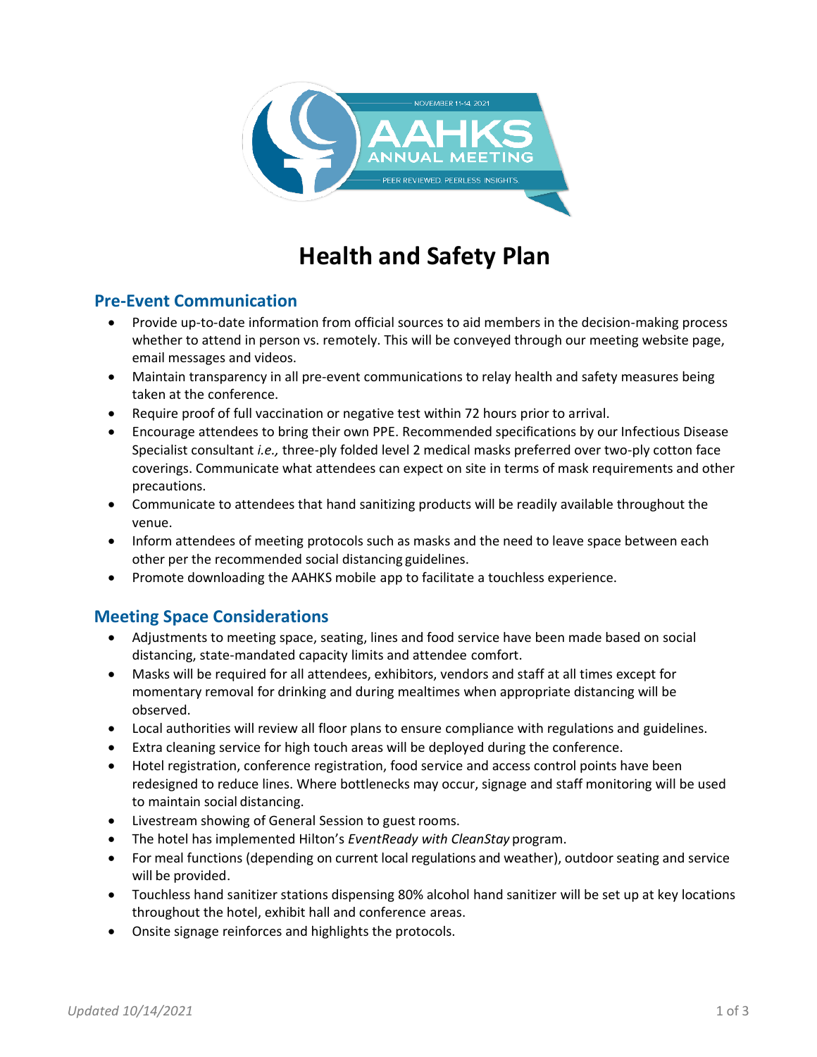# Health and Safety Plan

## Pre-Event Communication

- Provide up-to-date information from official sources to aid members in the decision-making process whether to attend in person vs. remotely. This will be conveyed through our meeting website page, email messages and videos.
- Maintain transparency in all pre-event communications to relay health and safety measures being taken at the conference.
- Require proof of full vaccination or negative test within 72 hours prior to arrival.
- Encourage attendees to bring their own PPE. Recommended specifications by our Infectious Disease Specialist consultant *i.e.,* three-ply folded level 2 medical masks preferred over two-ply cotton face coverings. Communicate what attendees can expect on site in terms of mask requirements and other precautions.
- Communicate to attendees that hand sanitizing products will be readily available throughout the venue.
- Inform attendees of meeting protocols such as masks and the need to leave space between each other per the recommended social distancing guidelines.
- Promote downloading the AAHKS mobile app to facilitate a touchless experience.

## Meeting Space Considerations

- Adjustments to meeting space, seating, lines and food service have been made based on social distancing, state-mandated capacity limits and attendee comfort.
- Masks will be required for all attendees, exhibitors, vendors and staff at all times except for momentary removal for drinking and during mealtimes when appropriate distancing will be observed.
- Local authorities will review all floor plans to ensure compliance with regulations and guidelines.
- Extra cleaning service for high touch areas will be deployed during the conference.
- Hotel registration, conference registration, food service and access control points have been redesigned to reduce lines. Where bottlenecks may occur, signage and staff monitoring will be used to maintain social distancing.
- Livestream showing of General Session to guest rooms.
- The hotel has implemented Hilton's *EventReady with CleanStay* program.
- For meal functions (depending on current local regulations and weather), outdoor seating and service will be provided.
- Touchless hand sanitizer stations dispensing 80% alcohol hand sanitizer will be set up at key locations throughout the hotel, exhibit hall and conference areas.
- Onsite signage reinforces and highlights the protocols.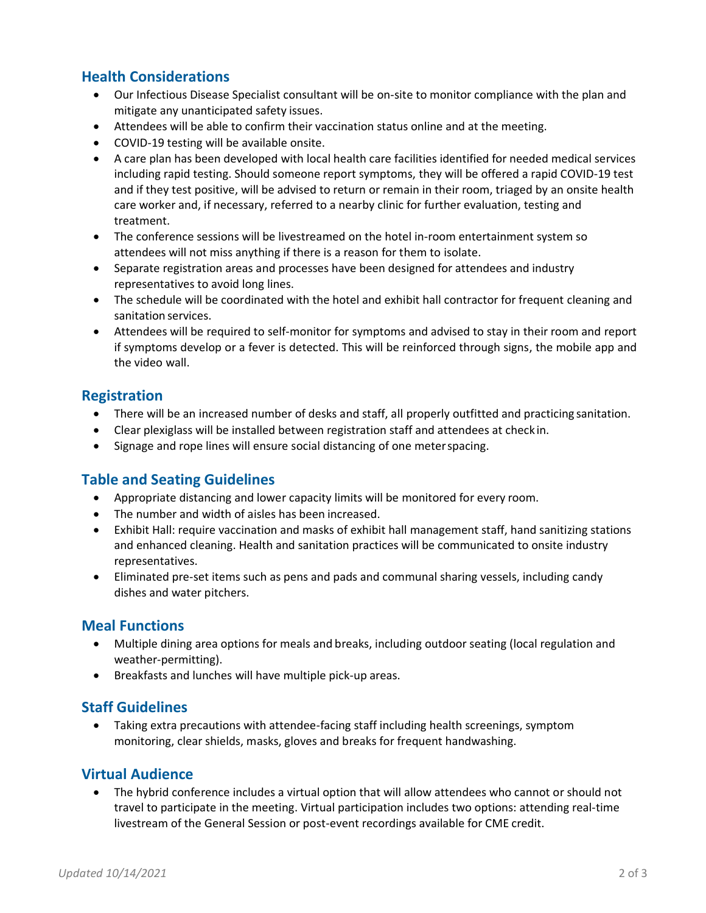## Health Considerations

- Our Infectious Disease Specialist consultant will be on-site to monitor compliance with the plan and mitigate any unanticipated safety issues.
- Attendees will be able to confirm their vaccination status online and at the meeting.
- COVID-19 testing will be available onsite.
- A care plan has been developed with local health care facilities identified for needed medical services including rapid testing. Should someone report symptoms, they will be offered a rapid COVID-19 test and if they test positive, will be advised to return or remain in their room, triaged by an onsite health care worker and, if necessary, referred to a nearby clinic for further evaluation, testing and treatment.
- The conference sessions will be livestreamed on the hotel in-room entertainment system so attendees will not miss anything if there is a reason for them to isolate.
- Separate registration areas and processes have been designed for attendees and industry representatives to avoid long lines.
- The schedule will be coordinated with the hotel and exhibit hall contractor for frequent cleaning and sanitation services.
- Attendees will be required to self-monitor for symptoms and advised to stay in their room and report if symptoms develop or a fever is detected. This will be reinforced through signs, the mobile app and the video wall.

## Registration

- There will be an increased number of desks and staff, all properly outfitted and practicing sanitation.
- Clear plexiglass will be installed between registration staff and attendees at check in.
- Signage and rope lines will ensure social distancing of one meter spacing.

## Table and Seating Guidelines

- Appropriate distancing and lower capacity limits will be monitored for every room.
- The number and width of aisles has been increased.
- Exhibit Hall: require vaccination and masks of exhibit hall management staff, hand sanitizing stations and enhanced cleaning. Health and sanitation practices will be communicated to onsite industry representatives.
- Eliminated pre-set items such as pens and pads and communal sharing vessels, including candy dishes and water pitchers.

## Meal Functions

- Multiple dining area options for meals and breaks, including outdoor seating (local regulation and weather-permitting).
- Breakfasts and lunches will have multiple pick-up areas.

## Staff Guidelines

- Taking extra precautions with attendee-facing staff including health screenings, symptom monitoring, clear shields, masks, gloves and breaks for frequent handwashing.

## Virtual Audience

- The hybrid conference includes a virtual option that will allow attendees who cannot or should not travel to participate in the meeting. Virtual participation includes two options: attending real-time livestream of the General Session or post-event recordings available for CME credit.

*Updated 10/14/2021*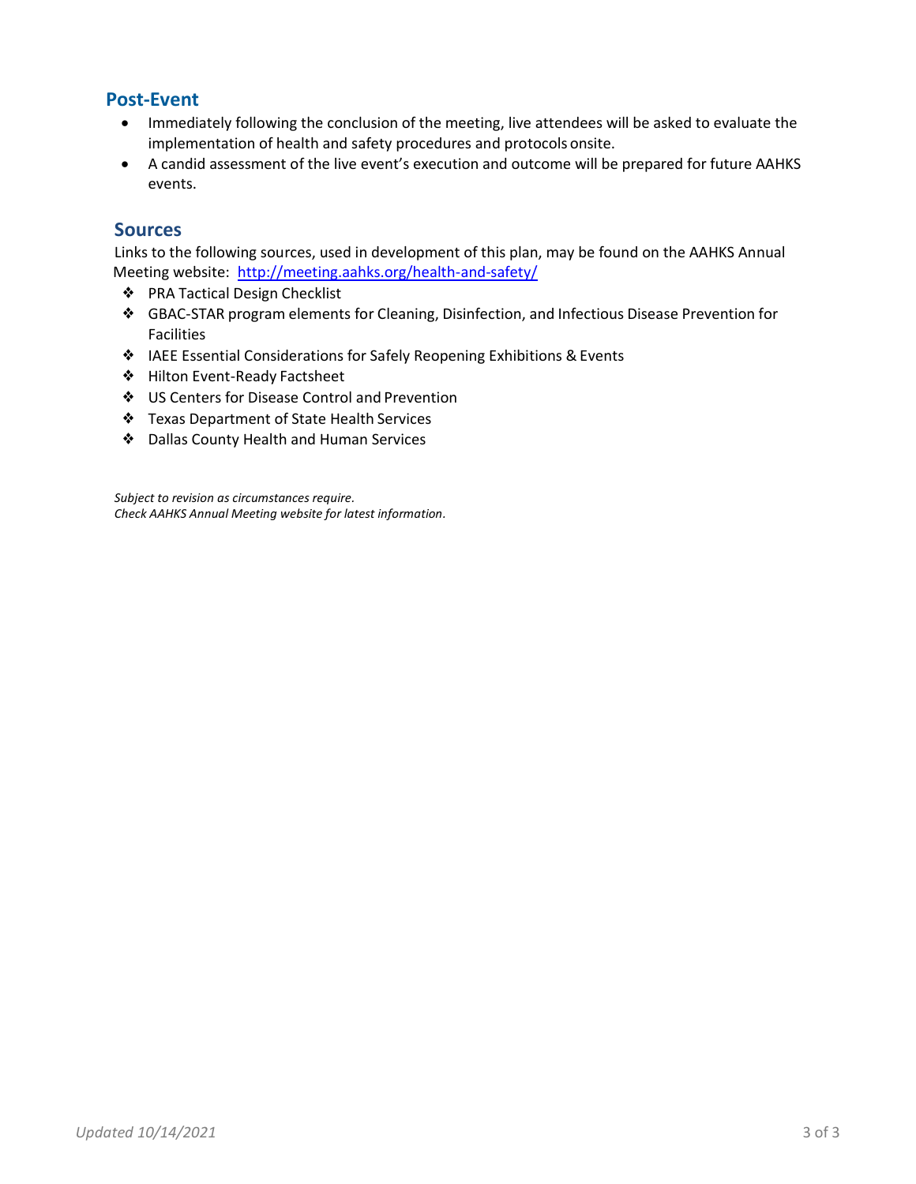## Post-Event

- Immediately following the conclusion of the meeting, live attendees will be asked to evaluate the implementation of health and safety procedures and protocols onsite.
- A candid assessment of the live event's execution and outcome will be prepared for future AAHKS events.

## Sources

Links to the following sources, used in development of this plan, may be found on the AAHKS Annual Meeting website: [http://meeting.aahks.org/health-and-safety/](http://meeting.aahks.org/health-and-safety/)

- PRA Tactical Design Checklist
- GBAC-STAR program elements for Cleaning, Disinfection, and Infectious Disease Prevention for Facilities
- IAEE Essential Considerations for Safely Reopening Exhibitions & Events
- Hilton Event-Ready Factsheet
- US Centers for Disease Control and Prevention
- Texas Department of State Health Services
- Dallas County Health and Human Services

*Subject to revision as circumstances require.*
*Check AAHKS Annual Meeting website for latest information.*

*Updated 10/14/2021*